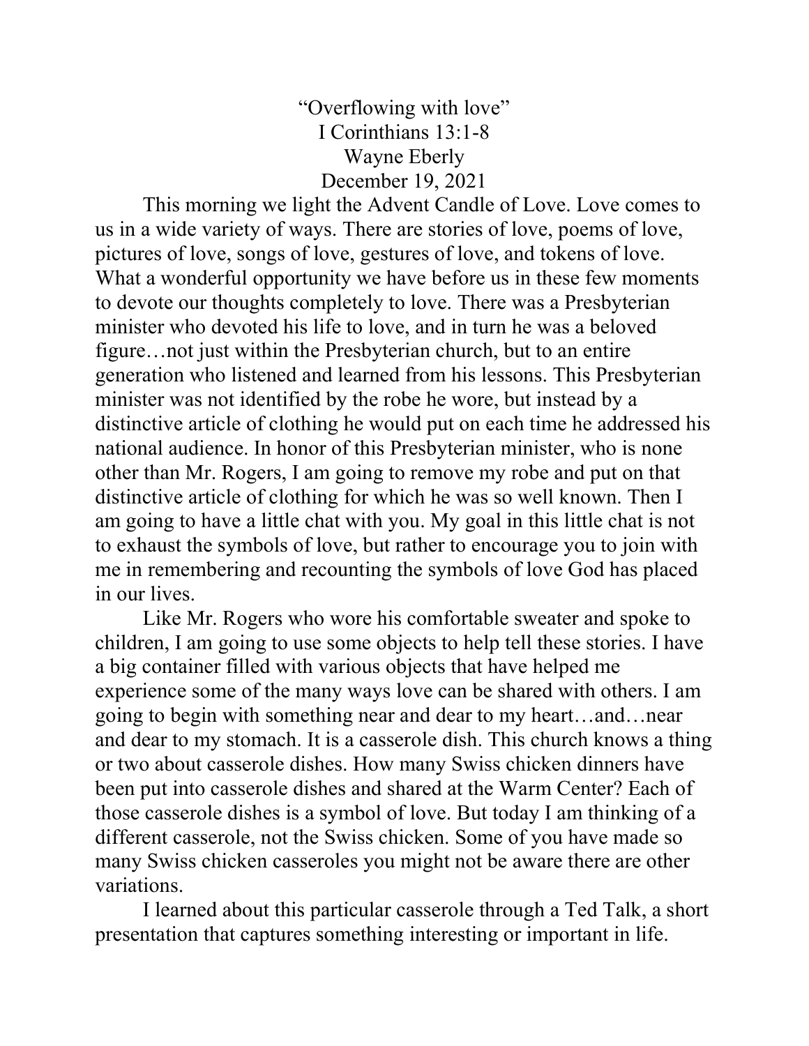# "Overflowing with love"

I Corinthians 13:1-8

Wayne Eberly

December 19, 2021

This morning we light the Advent Candle of Love. Love comes to us in a wide variety of ways. There are stories of love, poems of love, pictures of love, songs of love, gestures of love, and tokens of love. What a wonderful opportunity we have before us in these few moments to devote our thoughts completely to love. There was a Presbyterian minister who devoted his life to love, and in turn he was a beloved figure…not just within the Presbyterian church, but to an entire generation who listened and learned from his lessons. This Presbyterian minister was not identified by the robe he wore, but instead by a distinctive article of clothing he would put on each time he addressed his national audience. In honor of this Presbyterian minister, who is none other than Mr. Rogers, I am going to remove my robe and put on that distinctive article of clothing for which he was so well known. Then I am going to have a little chat with you. My goal in this little chat is not to exhaust the symbols of love, but rather to encourage you to join with me in remembering and recounting the symbols of love God has placed in our lives.

Like Mr. Rogers who wore his comfortable sweater and spoke to children, I am going to use some objects to help tell these stories. I have a big container filled with various objects that have helped me experience some of the many ways love can be shared with others. I am going to begin with something near and dear to my heart…and…near and dear to my stomach. It is a casserole dish. This church knows a thing or two about casserole dishes. How many Swiss chicken dinners have been put into casserole dishes and shared at the Warm Center? Each of those casserole dishes is a symbol of love. But today I am thinking of a different casserole, not the Swiss chicken. Some of you have made so many Swiss chicken casseroles you might not be aware there are other variations.

I learned about this particular casserole through a Ted Talk, a short presentation that captures something interesting or important in life.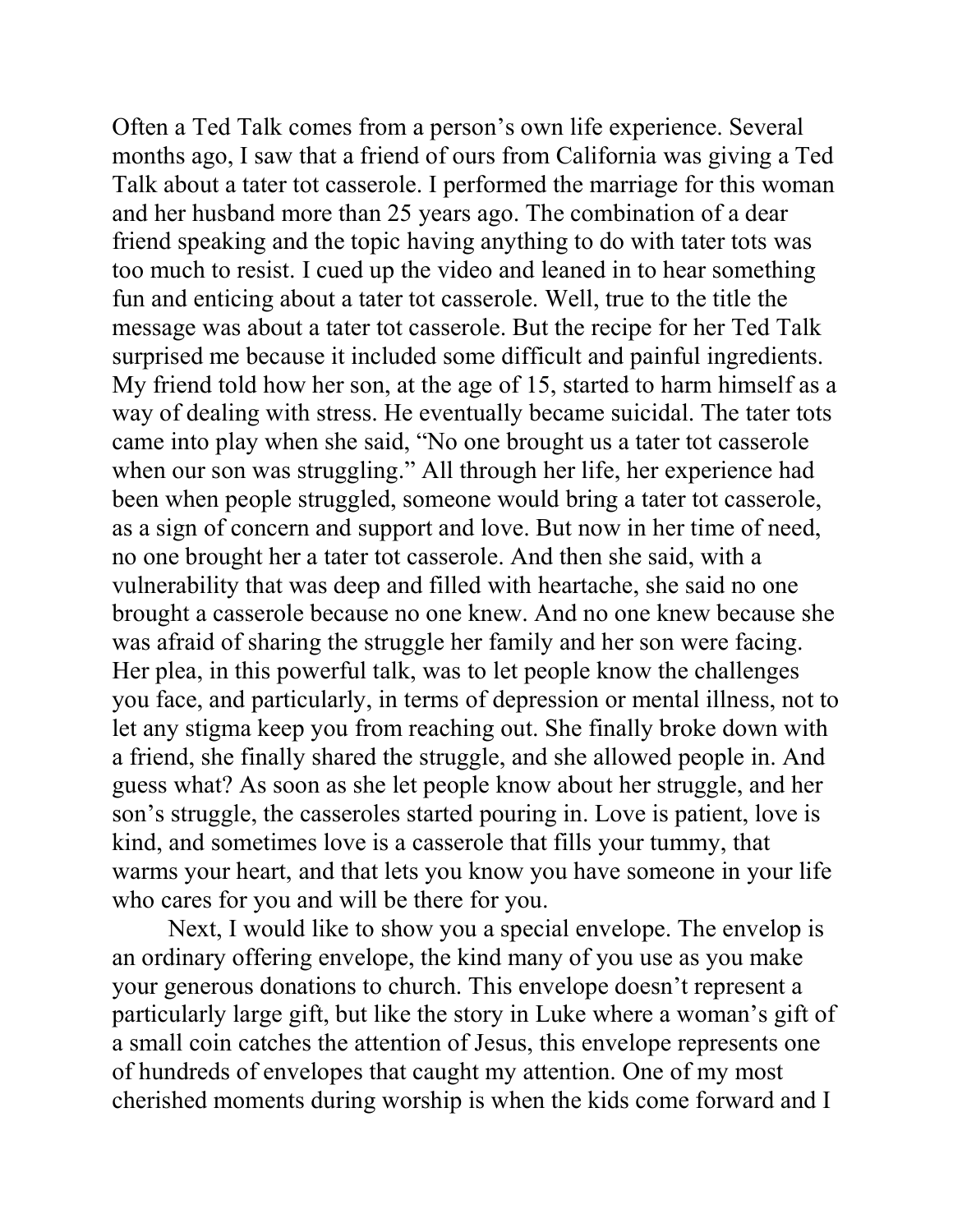Often a Ted Talk comes from a person's own life experience. Several months ago, I saw that a friend of ours from California was giving a Ted Talk about a tater tot casserole. I performed the marriage for this woman and her husband more than 25 years ago. The combination of a dear friend speaking and the topic having anything to do with tater tots was too much to resist. I cued up the video and leaned in to hear something fun and enticing about a tater tot casserole. Well, true to the title the message was about a tater tot casserole. But the recipe for her Ted Talk surprised me because it included some difficult and painful ingredients. My friend told how her son, at the age of 15, started to harm himself as a way of dealing with stress. He eventually became suicidal. The tater tots came into play when she said, "No one brought us a tater tot casserole when our son was struggling." All through her life, her experience had been when people struggled, someone would bring a tater tot casserole, as a sign of concern and support and love. But now in her time of need, no one brought her a tater tot casserole. And then she said, with a vulnerability that was deep and filled with heartache, she said no one brought a casserole because no one knew. And no one knew because she was afraid of sharing the struggle her family and her son were facing. Her plea, in this powerful talk, was to let people know the challenges you face, and particularly, in terms of depression or mental illness, not to let any stigma keep you from reaching out. She finally broke down with a friend, she finally shared the struggle, and she allowed people in. And guess what? As soon as she let people know about her struggle, and her son's struggle, the casseroles started pouring in. Love is patient, love is kind, and sometimes love is a casserole that fills your tummy, that warms your heart, and that lets you know you have someone in your life who cares for you and will be there for you.

Next, I would like to show you a special envelope. The envelop is an ordinary offering envelope, the kind many of you use as you make your generous donations to church. This envelope doesn't represent a particularly large gift, but like the story in Luke where a woman's gift of a small coin catches the attention of Jesus, this envelope represents one of hundreds of envelopes that caught my attention. One of my most cherished moments during worship is when the kids come forward and I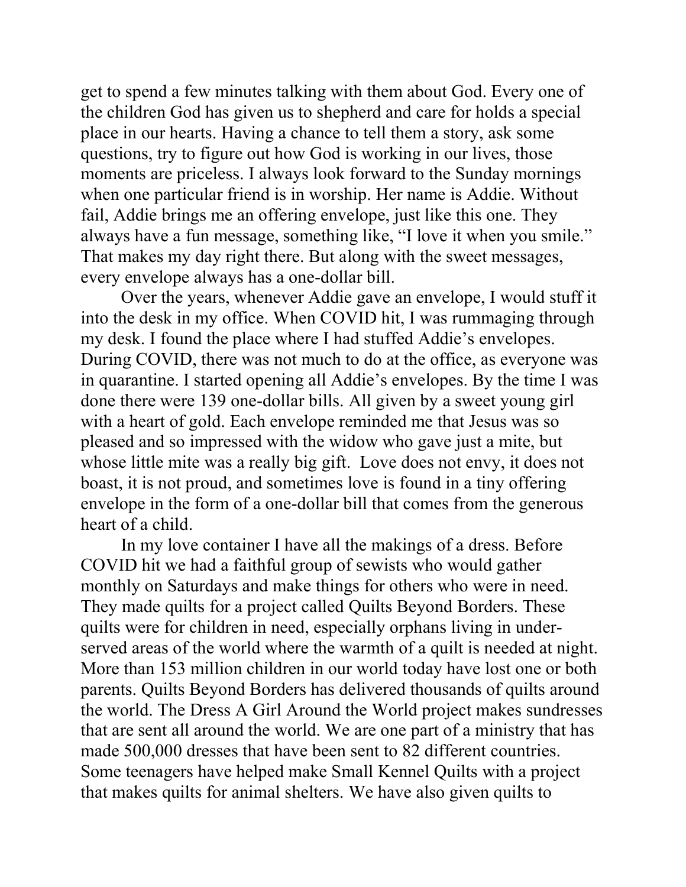get to spend a few minutes talking with them about God. Every one of the children God has given us to shepherd and care for holds a special place in our hearts. Having a chance to tell them a story, ask some questions, try to figure out how God is working in our lives, those moments are priceless. I always look forward to the Sunday mornings when one particular friend is in worship. Her name is Addie. Without fail, Addie brings me an offering envelope, just like this one. They always have a fun message, something like, "I love it when you smile." That makes my day right there. But along with the sweet messages, every envelope always has a one-dollar bill.

Over the years, whenever Addie gave an envelope, I would stuff it into the desk in my office. When COVID hit, I was rummaging through my desk. I found the place where I had stuffed Addie's envelopes. During COVID, there was not much to do at the office, as everyone was in quarantine. I started opening all Addie's envelopes. By the time I was done there were 139 one-dollar bills. All given by a sweet young girl with a heart of gold. Each envelope reminded me that Jesus was so pleased and so impressed with the widow who gave just a mite, but whose little mite was a really big gift. Love does not envy, it does not boast, it is not proud, and sometimes love is found in a tiny offering envelope in the form of a one-dollar bill that comes from the generous heart of a child.

In my love container I have all the makings of a dress. Before COVID hit we had a faithful group of sewists who would gather monthly on Saturdays and make things for others who were in need. They made quilts for a project called Quilts Beyond Borders. These quilts were for children in need, especially orphans living in under-served areas of the world where the warmth of a quilt is needed at night. More than 153 million children in our world today have lost one or both parents. Quilts Beyond Borders has delivered thousands of quilts around the world. The Dress A Girl Around the World project makes sundresses that are sent all around the world. We are one part of a ministry that has made 500,000 dresses that have been sent to 82 different countries. Some teenagers have helped make Small Kennel Quilts with a project that makes quilts for animal shelters. We have also given quilts to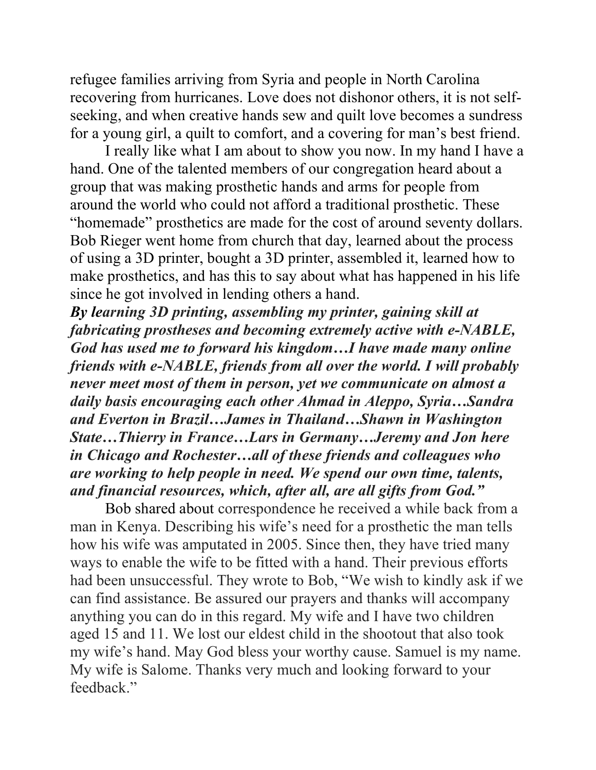refugee families arriving from Syria and people in North Carolina recovering from hurricanes. Love does not dishonor others, it is not self-seeking, and when creative hands sew and quilt love becomes a sundress for a young girl, a quilt to comfort, and a covering for man's best friend.

I really like what I am about to show you now. In my hand I have a hand. One of the talented members of our congregation heard about a group that was making prosthetic hands and arms for people from around the world who could not afford a traditional prosthetic. These "homemade" prosthetics are made for the cost of around seventy dollars. Bob Rieger went home from church that day, learned about the process of using a 3D printer, bought a 3D printer, assembled it, learned how to make prosthetics, and has this to say about what has happened in his life since he got involved in lending others a hand.

***By learning 3D printing, assembling my printer, gaining skill at fabricating prostheses and becoming extremely active with e-NABLE, God has used me to forward his kingdom…I have made many online friends with e-NABLE, friends from all over the world. I will probably never meet most of them in person, yet we communicate on almost a daily basis encouraging each other Ahmad in Aleppo, Syria…Sandra and Everton in Brazil…James in Thailand…Shawn in Washington State…Thierry in France…Lars in Germany…Jeremy and Jon here in Chicago and Rochester…all of these friends and colleagues who are working to help people in need. We spend our own time, talents, and financial resources, which, after all, are all gifts from God."***

Bob shared about correspondence he received a while back from a man in Kenya. Describing his wife's need for a prosthetic the man tells how his wife was amputated in 2005. Since then, they have tried many ways to enable the wife to be fitted with a hand. Their previous efforts had been unsuccessful. They wrote to Bob, "We wish to kindly ask if we can find assistance. Be assured our prayers and thanks will accompany anything you can do in this regard. My wife and I have two children aged 15 and 11. We lost our eldest child in the shootout that also took my wife's hand. May God bless your worthy cause. Samuel is my name. My wife is Salome. Thanks very much and looking forward to your feedback."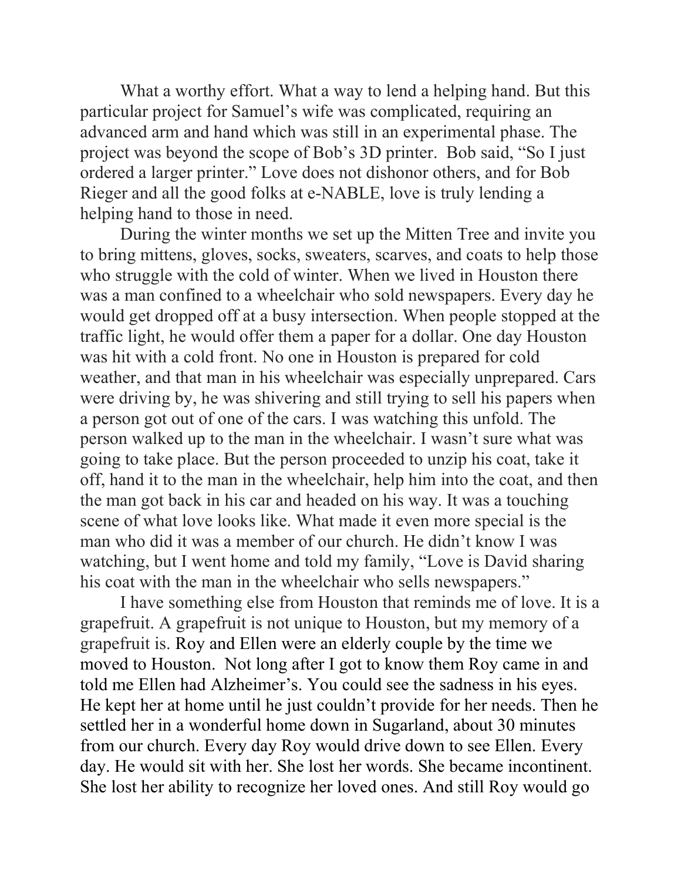What a worthy effort. What a way to lend a helping hand. But this particular project for Samuel's wife was complicated, requiring an advanced arm and hand which was still in an experimental phase. The project was beyond the scope of Bob's 3D printer. Bob said, "So I just ordered a larger printer." Love does not dishonor others, and for Bob Rieger and all the good folks at e-NABLE, love is truly lending a helping hand to those in need.

During the winter months we set up the Mitten Tree and invite you to bring mittens, gloves, socks, sweaters, scarves, and coats to help those who struggle with the cold of winter. When we lived in Houston there was a man confined to a wheelchair who sold newspapers. Every day he would get dropped off at a busy intersection. When people stopped at the traffic light, he would offer them a paper for a dollar. One day Houston was hit with a cold front. No one in Houston is prepared for cold weather, and that man in his wheelchair was especially unprepared. Cars were driving by, he was shivering and still trying to sell his papers when a person got out of one of the cars. I was watching this unfold. The person walked up to the man in the wheelchair. I wasn't sure what was going to take place. But the person proceeded to unzip his coat, take it off, hand it to the man in the wheelchair, help him into the coat, and then the man got back in his car and headed on his way. It was a touching scene of what love looks like. What made it even more special is the man who did it was a member of our church. He didn't know I was watching, but I went home and told my family, "Love is David sharing his coat with the man in the wheelchair who sells newspapers."

I have something else from Houston that reminds me of love. It is a grapefruit. A grapefruit is not unique to Houston, but my memory of a grapefruit is. Roy and Ellen were an elderly couple by the time we moved to Houston. Not long after I got to know them Roy came in and told me Ellen had Alzheimer's. You could see the sadness in his eyes. He kept her at home until he just couldn't provide for her needs. Then he settled her in a wonderful home down in Sugarland, about 30 minutes from our church. Every day Roy would drive down to see Ellen. Every day. He would sit with her. She lost her words. She became incontinent. She lost her ability to recognize her loved ones. And still Roy would go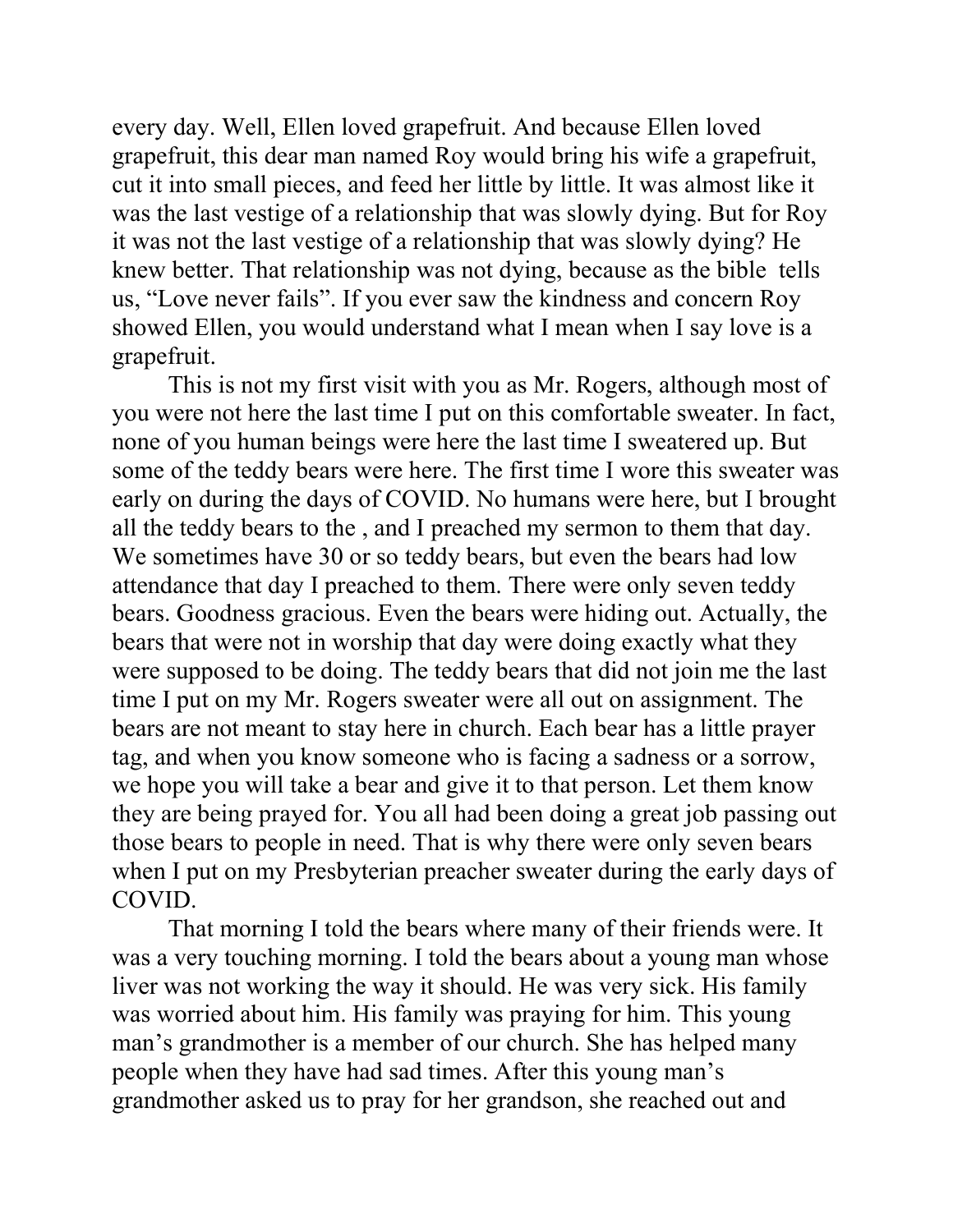every day. Well, Ellen loved grapefruit. And because Ellen loved grapefruit, this dear man named Roy would bring his wife a grapefruit, cut it into small pieces, and feed her little by little. It was almost like it was the last vestige of a relationship that was slowly dying. But for Roy it was not the last vestige of a relationship that was slowly dying? He knew better. That relationship was not dying, because as the bible tells us, "Love never fails". If you ever saw the kindness and concern Roy showed Ellen, you would understand what I mean when I say love is a grapefruit.

This is not my first visit with you as Mr. Rogers, although most of you were not here the last time I put on this comfortable sweater. In fact, none of you human beings were here the last time I sweatered up. But some of the teddy bears were here. The first time I wore this sweater was early on during the days of COVID. No humans were here, but I brought all the teddy bears to the , and I preached my sermon to them that day. We sometimes have 30 or so teddy bears, but even the bears had low attendance that day I preached to them. There were only seven teddy bears. Goodness gracious. Even the bears were hiding out. Actually, the bears that were not in worship that day were doing exactly what they were supposed to be doing. The teddy bears that did not join me the last time I put on my Mr. Rogers sweater were all out on assignment. The bears are not meant to stay here in church. Each bear has a little prayer tag, and when you know someone who is facing a sadness or a sorrow, we hope you will take a bear and give it to that person. Let them know they are being prayed for. You all had been doing a great job passing out those bears to people in need. That is why there were only seven bears when I put on my Presbyterian preacher sweater during the early days of COVID.

That morning I told the bears where many of their friends were. It was a very touching morning. I told the bears about a young man whose liver was not working the way it should. He was very sick. His family was worried about him. His family was praying for him. This young man's grandmother is a member of our church. She has helped many people when they have had sad times. After this young man's grandmother asked us to pray for her grandson, she reached out and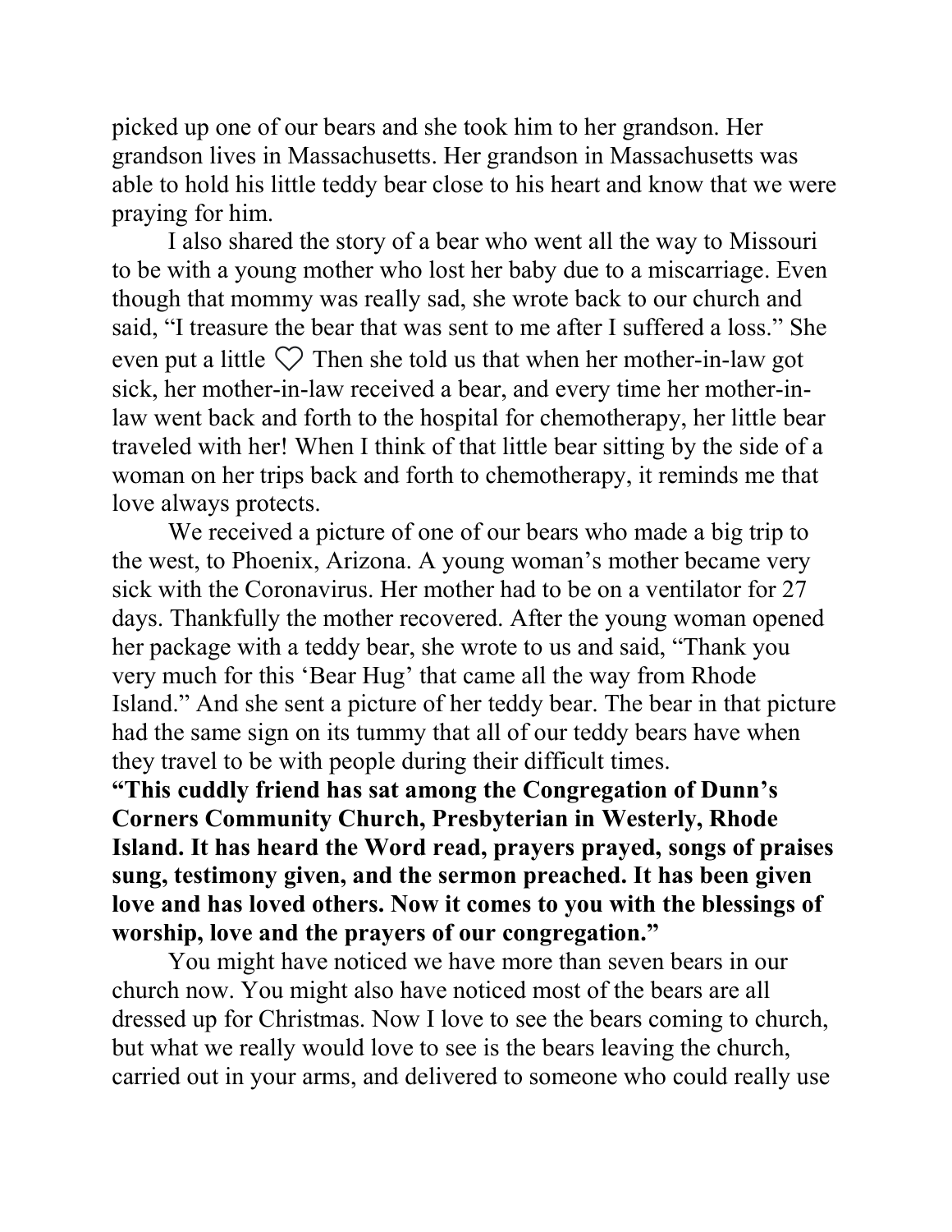picked up one of our bears and she took him to her grandson. Her grandson lives in Massachusetts. Her grandson in Massachusetts was able to hold his little teddy bear close to his heart and know that we were praying for him.

I also shared the story of a bear who went all the way to Missouri to be with a young mother who lost her baby due to a miscarriage. Even though that mommy was really sad, she wrote back to our church and said, "I treasure the bear that was sent to me after I suffered a loss." She even put a little ♡ Then she told us that when her mother-in-law got sick, her mother-in-law received a bear, and every time her mother-in-law went back and forth to the hospital for chemotherapy, her little bear traveled with her! When I think of that little bear sitting by the side of a woman on her trips back and forth to chemotherapy, it reminds me that love always protects.

We received a picture of one of our bears who made a big trip to the west, to Phoenix, Arizona. A young woman's mother became very sick with the Coronavirus. Her mother had to be on a ventilator for 27 days. Thankfully the mother recovered. After the young woman opened her package with a teddy bear, she wrote to us and said, "Thank you very much for this 'Bear Hug' that came all the way from Rhode Island." And she sent a picture of her teddy bear. The bear in that picture had the same sign on its tummy that all of our teddy bears have when they travel to be with people during their difficult times.

**"This cuddly friend has sat among the Congregation of Dunn's Corners Community Church, Presbyterian in Westerly, Rhode Island. It has heard the Word read, prayers prayed, songs of praises sung, testimony given, and the sermon preached. It has been given love and has loved others. Now it comes to you with the blessings of worship, love and the prayers of our congregation."**

You might have noticed we have more than seven bears in our church now. You might also have noticed most of the bears are all dressed up for Christmas. Now I love to see the bears coming to church, but what we really would love to see is the bears leaving the church, carried out in your arms, and delivered to someone who could really use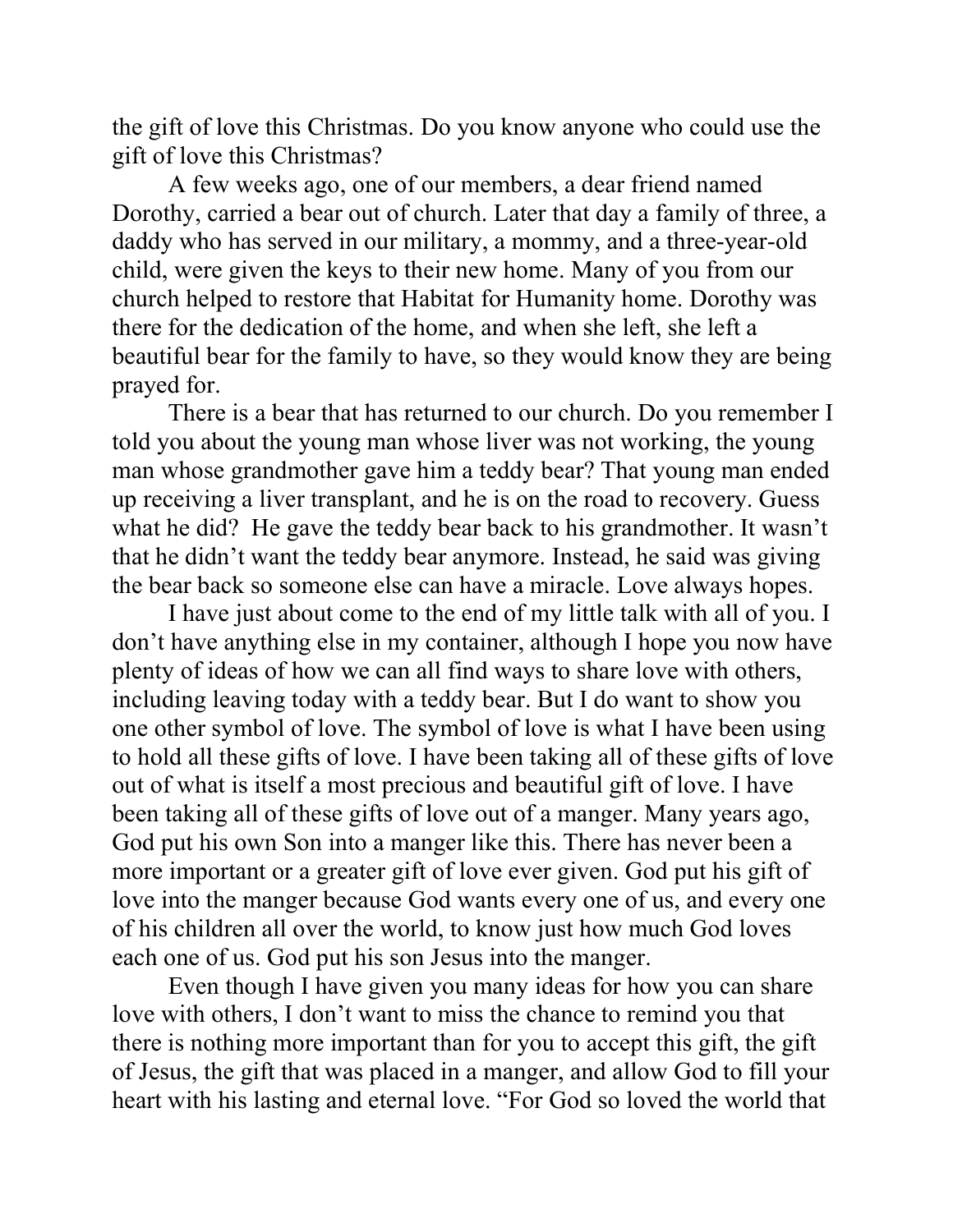the gift of love this Christmas. Do you know anyone who could use the gift of love this Christmas?

A few weeks ago, one of our members, a dear friend named Dorothy, carried a bear out of church. Later that day a family of three, a daddy who has served in our military, a mommy, and a three-year-old child, were given the keys to their new home. Many of you from our church helped to restore that Habitat for Humanity home. Dorothy was there for the dedication of the home, and when she left, she left a beautiful bear for the family to have, so they would know they are being prayed for.

There is a bear that has returned to our church. Do you remember I told you about the young man whose liver was not working, the young man whose grandmother gave him a teddy bear? That young man ended up receiving a liver transplant, and he is on the road to recovery. Guess what he did? He gave the teddy bear back to his grandmother. It wasn't that he didn't want the teddy bear anymore. Instead, he said was giving the bear back so someone else can have a miracle. Love always hopes.

I have just about come to the end of my little talk with all of you. I don't have anything else in my container, although I hope you now have plenty of ideas of how we can all find ways to share love with others, including leaving today with a teddy bear. But I do want to show you one other symbol of love. The symbol of love is what I have been using to hold all these gifts of love. I have been taking all of these gifts of love out of what is itself a most precious and beautiful gift of love. I have been taking all of these gifts of love out of a manger. Many years ago, God put his own Son into a manger like this. There has never been a more important or a greater gift of love ever given. God put his gift of love into the manger because God wants every one of us, and every one of his children all over the world, to know just how much God loves each one of us. God put his son Jesus into the manger.

Even though I have given you many ideas for how you can share love with others, I don't want to miss the chance to remind you that there is nothing more important than for you to accept this gift, the gift of Jesus, the gift that was placed in a manger, and allow God to fill your heart with his lasting and eternal love. "For God so loved the world that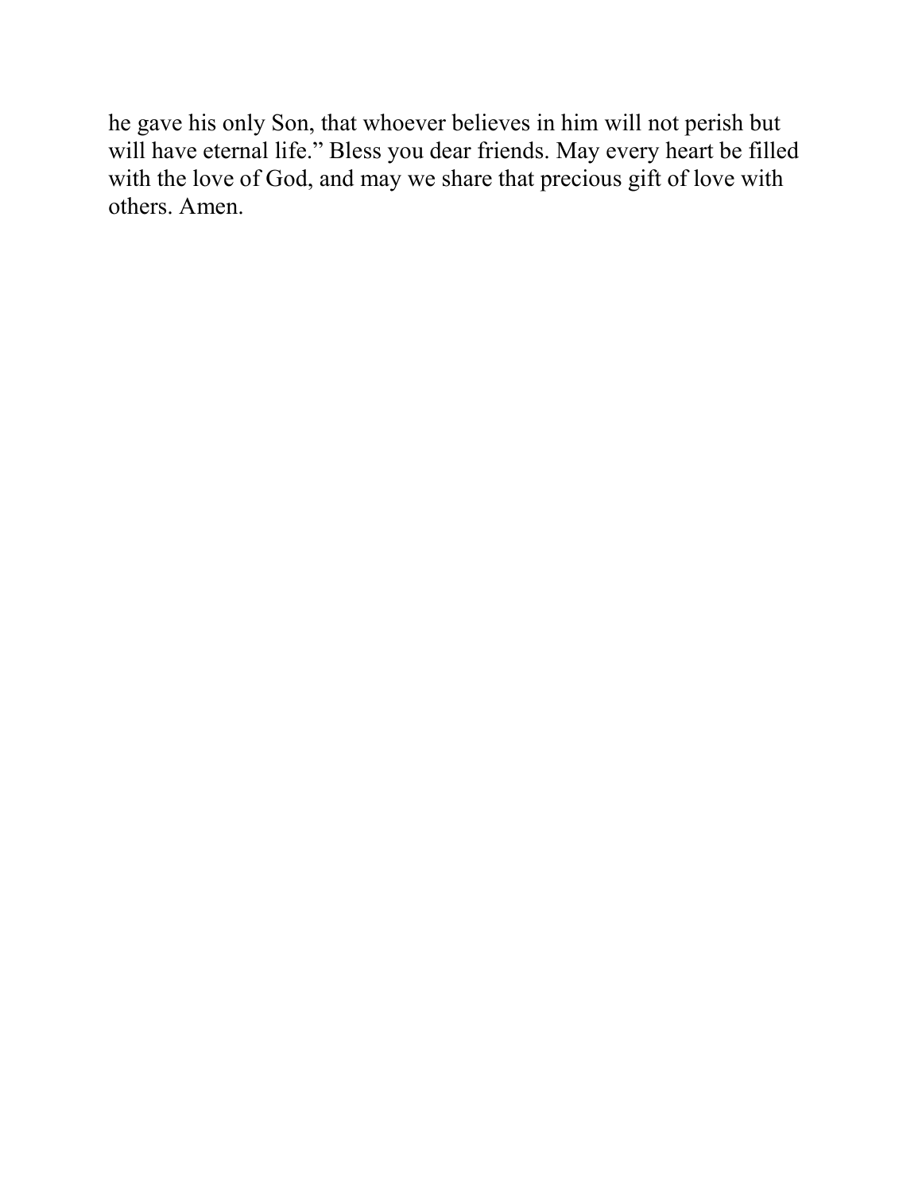he gave his only Son, that whoever believes in him will not perish but will have eternal life." Bless you dear friends. May every heart be filled with the love of God, and may we share that precious gift of love with others. Amen.